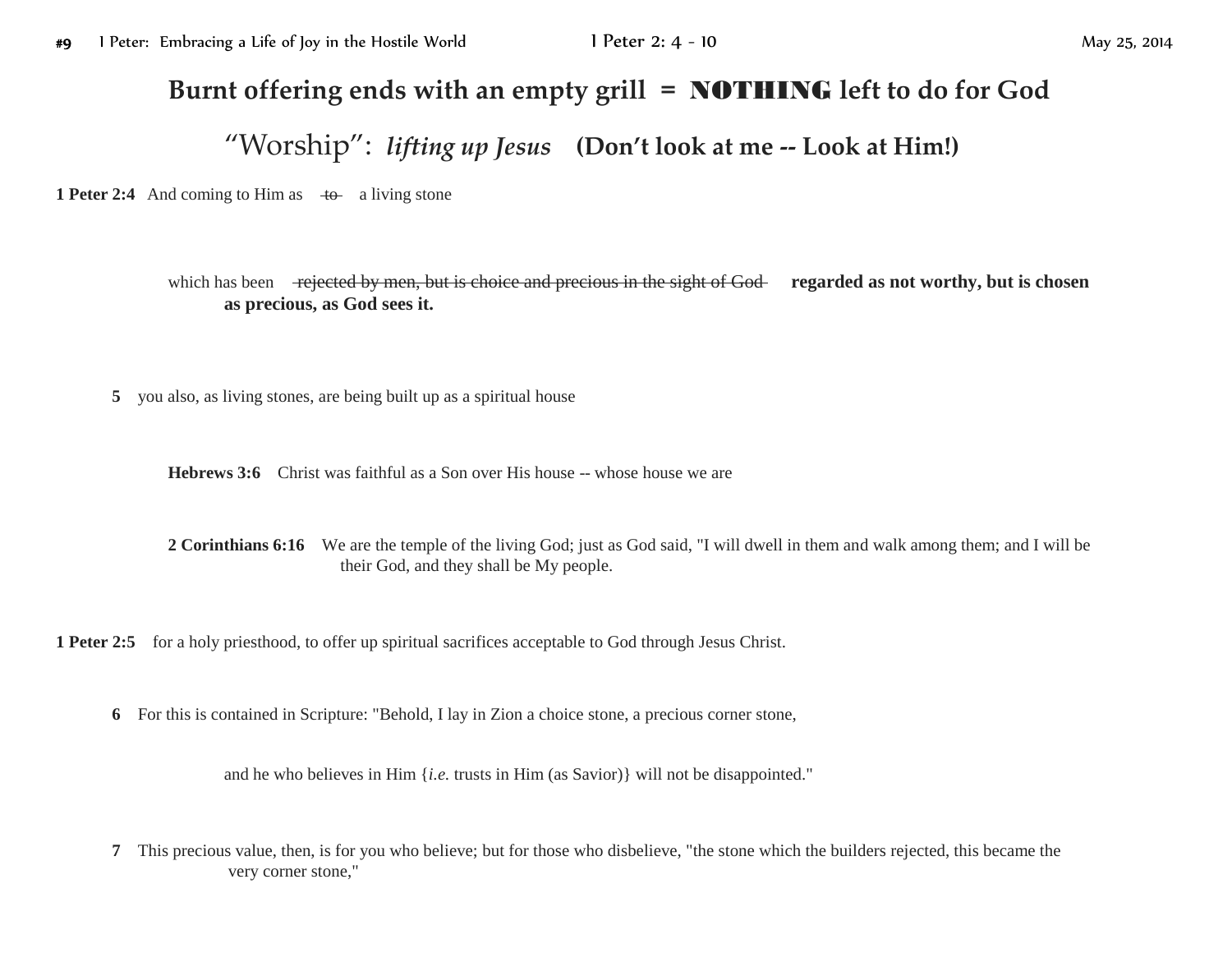# Burnt offering ends with an empty grill = NOTHING left to do for God

## "Worship": *lifting up Jesus* (Don't look at me -- Look at Him!)

**1 Peter 2:4** And coming to Him as ~~to~~ a living stone

which has been ~~rejected by men, but is choice and precious in the sight of God~~ **regarded as not worthy, but is chosen as precious, as God sees it.**

**5** you also, as living stones, are being built up as a spiritual house

**Hebrews 3:6** Christ was faithful as a Son over His house -- whose house we are

**2 Corinthians 6:16** We are the temple of the living God; just as God said, "I will dwell in them and walk among them; and I will be their God, and they shall be My people.

**1 Peter 2:5** for a holy priesthood, to offer up spiritual sacrifices acceptable to God through Jesus Christ.

**6** For this is contained in Scripture: "Behold, I lay in Zion a choice stone, a precious corner stone,

and he who believes in Him {*i.e.* trusts in Him (as Savior)} will not be disappointed."

**7** This precious value, then, is for you who believe; but for those who disbelieve, "the stone which the builders rejected, this became the very corner stone,"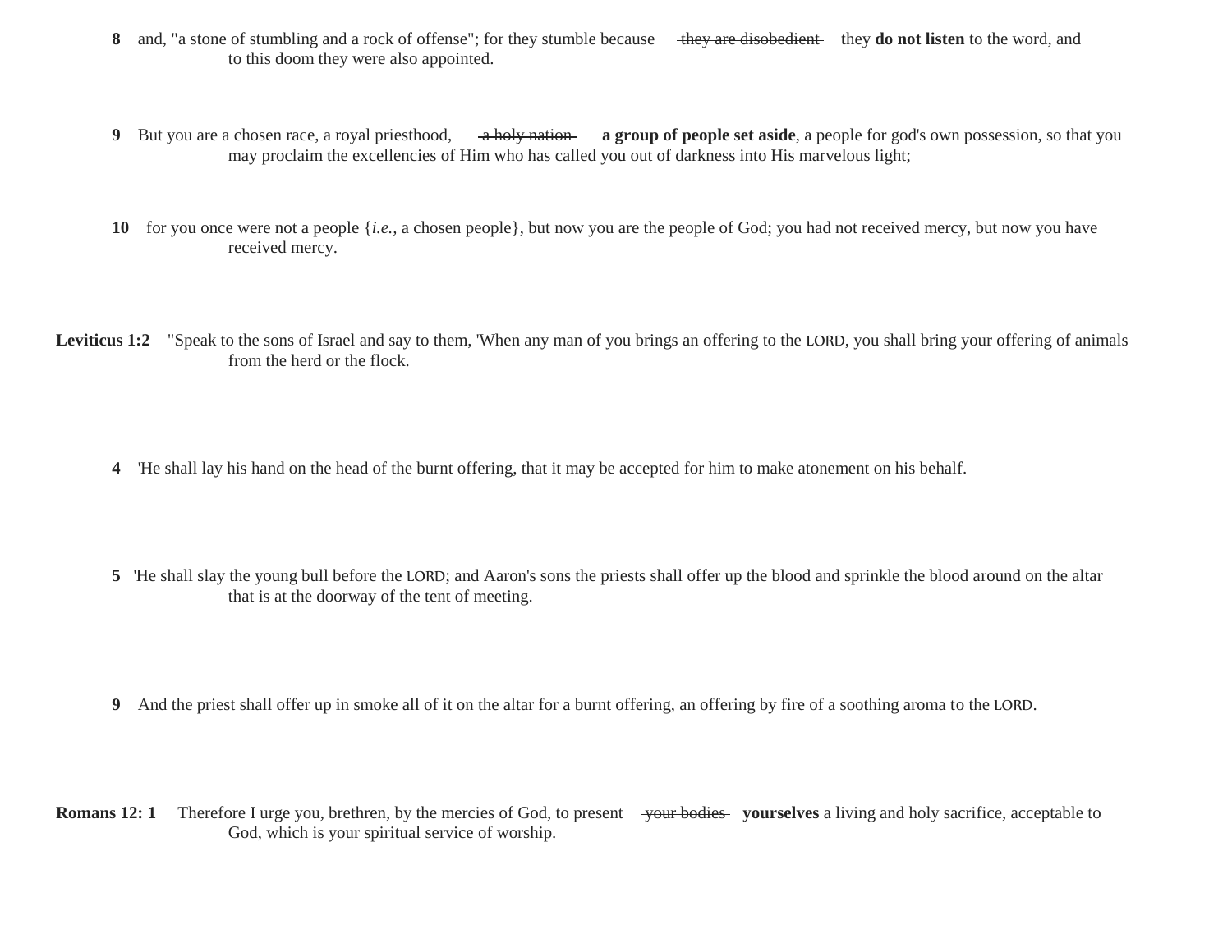**8** and, "a stone of stumbling and a rock of offense"; for they stumble because ~~they are disobedient~~ they **do not listen** to the word, and to this doom they were also appointed.

**9** But you are a chosen race, a royal priesthood, ~~a holy nation~~ **a group of people set aside**, a people for god's own possession, so that you may proclaim the excellencies of Him who has called you out of darkness into His marvelous light;

**10** for you once were not a people {*i.e.*, a chosen people}, but now you are the people of God; you had not received mercy, but now you have received mercy.

**Leviticus 1:2** "Speak to the sons of Israel and say to them, 'When any man of you brings an offering to the LORD, you shall bring your offering of animals from the herd or the flock.

**4** 'He shall lay his hand on the head of the burnt offering, that it may be accepted for him to make atonement on his behalf.

**5** 'He shall slay the young bull before the LORD; and Aaron's sons the priests shall offer up the blood and sprinkle the blood around on the altar that is at the doorway of the tent of meeting.

**9** And the priest shall offer up in smoke all of it on the altar for a burnt offering, an offering by fire of a soothing aroma to the LORD.

**Romans 12: 1** Therefore I urge you, brethren, by the mercies of God, to present ~~your bodies~~ **yourselves** a living and holy sacrifice, acceptable to God, which is your spiritual service of worship.